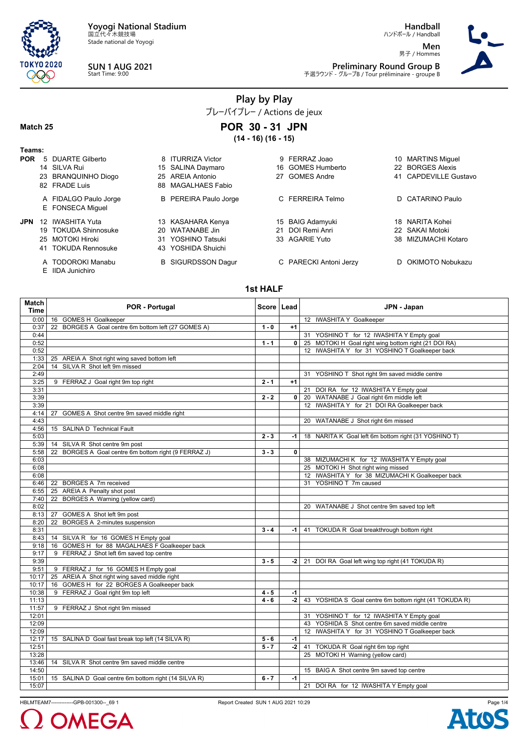Yoyogi National Stadium
国立代々木競技場
Stade national de Yoyogi

**SUN 1 AUG 2021**
Start Time: 9:00

**Handball**
ハンドボール / Handball

**Men**
男子 / Hommes

**Preliminary Round Group B**
予選ラウンド - グループB / Tour préliminaire - groupe B

# Play by Play

プレーバイプレー / Actions de jeux

**Match 25**

## POR 30 - 31 JPN

**(14 - 16) (16 - 15)**

**Teams:**

**POR** 5 DUARTE Gilberto, 8 ITURRIZA Victor, 9 FERRAZ Joao, 10 MARTINS Miguel, 14 SILVA Rui, 15 SALINA Daymaro, 16 GOMES Humberto, 22 BORGES Alexis, 23 BRANQUINHO Diogo, 25 AREIA Antonio, 27 GOMES Andre, 41 CAPDEVILLE Gustavo, 82 FRADE Luis, 88 MAGALHAES Fabio

A FIDALGO Paulo Jorge, B PEREIRA Paulo Jorge, C FERREIRA Telmo, D CATARINO Paulo, E FONSECA Miguel

**JPN** 12 IWASHITA Yuta, 13 KASAHARA Kenya, 15 BAIG Adamyuki, 18 NARITA Kohei, 19 TOKUDA Shinnosuke, 20 WATANABE Jin, 21 DOI Remi Anri, 22 SAKAI Motoki, 25 MOTOKI Hiroki, 31 YOSHINO Tatsuki, 33 AGARIE Yuto, 38 MIZUMACHI Kotaro, 41 TOKUDA Rennosuke, 43 YOSHIDA Shuichi

A TODOROKI Manabu, B SIGURDSSON Dagur, C PARECKI Antoni Jerzy, D OKIMOTO Nobukazu, E IIDA Junichiro

### 1st HALF

| Match Time | POR - Portugal | Score | Lead | JPN - Japan |
|---|---|---|---|---|
| 0:00 | 16 GOMES H Goalkeeper | | | 12 IWASHITA Y Goalkeeper |
| 0:37 | 22 BORGES A Goal centre 6m bottom left (27 GOMES A) | 1 - 0 | +1 | |
| 0:44 | | | | 31 YOSHINO T for 12 IWASHITA Y Empty goal |
| 0:52 | | 1 - 1 | 0 | 25 MOTOKI H Goal right wing bottom right (21 DOI RA) |
| 0:52 | | | | 12 IWASHITA Y for 31 YOSHINO T Goalkeeper back |
| 1:33 | 25 AREIA A Shot right wing saved bottom left | | | |
| 2:04 | 14 SILVA R Shot left 9m missed | | | |
| 2:49 | | | | 31 YOSHINO T Shot right 9m saved middle centre |
| 3:25 | 9 FERRAZ J Goal right 9m top right | 2 - 1 | +1 | |
| 3:31 | | | | 21 DOI RA for 12 IWASHITA Y Empty goal |
| 3:39 | | 2 - 2 | 0 | 20 WATANABE J Goal right 6m middle left |
| 3:39 | | | | 12 IWASHITA Y for 21 DOI RA Goalkeeper back |
| 4:14 | 27 GOMES A Shot centre 9m saved middle right | | | |
| 4:43 | | | | 20 WATANABE J Shot right 6m missed |
| 4:56 | 15 SALINA D Technical Fault | | | |
| 5:03 | | 2 - 3 | -1 | 18 NARITA K Goal left 6m bottom right (31 YOSHINO T) |
| 5:39 | 14 SILVA R Shot centre 9m post | | | |
| 5:58 | 22 BORGES A Goal centre 6m bottom right (9 FERRAZ J) | 3 - 3 | 0 | |
| 6:03 | | | | 38 MIZUMACHI K for 12 IWASHITA Y Empty goal |
| 6:08 | | | | 25 MOTOKI H Shot right wing missed |
| 6:08 | | | | 12 IWASHITA Y for 38 MIZUMACHI K Goalkeeper back |
| 6:46 | 22 BORGES A 7m received | | | 31 YOSHINO T 7m caused |
| 6:55 | 25 AREIA A Penalty shot post | | | |
| 7:40 | 22 BORGES A Warning (yellow card) | | | |
| 8:02 | | | | 20 WATANABE J Shot centre 9m saved top left |
| 8:13 | 27 GOMES A Shot left 9m post | | | |
| 8:20 | 22 BORGES A 2-minutes suspension | | | |
| 8:31 | | 3 - 4 | -1 | 41 TOKUDA R Goal breakthrough bottom right |
| 8:43 | 14 SILVA R for 16 GOMES H Empty goal | | | |
| 9:18 | 16 GOMES H for 88 MAGALHAES F Goalkeeper back | | | |
| 9:17 | 9 FERRAZ J Shot left 6m saved top centre | | | |
| 9:39 | | 3 - 5 | -2 | 21 DOI RA Goal left wing top right (41 TOKUDA R) |
| 9:51 | 9 FERRAZ J for 16 GOMES H Empty goal | | | |
| 10:17 | 25 AREIA A Shot right wing saved middle right | | | |
| 10:17 | 16 GOMES H for 22 BORGES A Goalkeeper back | | | |
| 10:38 | 9 FERRAZ J Goal right 9m top left | 4 - 5 | -1 | |
| 11:13 | | 4 - 6 | -2 | 43 YOSHIDA S Goal centre 6m bottom right (41 TOKUDA R) |
| 11:57 | 9 FERRAZ J Shot right 9m missed | | | |
| 12:01 | | | | 31 YOSHINO T for 12 IWASHITA Y Empty goal |
| 12:09 | | | | 43 YOSHIDA S Shot centre 6m saved middle centre |
| 12:09 | | | | 12 IWASHITA Y for 31 YOSHINO T Goalkeeper back |
| 12:17 | 15 SALINA D Goal fast break top left (14 SILVA R) | 5 - 6 | -1 | |
| 12:51 | | 5 - 7 | -2 | 41 TOKUDA R Goal right 6m top right |
| 13:28 | | | | 25 MOTOKI H Warning (yellow card) |
| 13:46 | 14 SILVA R Shot centre 9m saved middle centre | | | |
| 14:50 | | | | 15 BAIG A Shot centre 9m saved top centre |
| 15:01 | 15 SALINA D Goal centre 6m bottom right (14 SILVA R) | 6 - 7 | -1 | |
| 15:07 | | | | 21 DOI RA for 12 IWASHITA Y Empty goal |

HBLMTEAM7--------------GPB-001300--_69 1    Report Created SUN 1 AUG 2021 10:29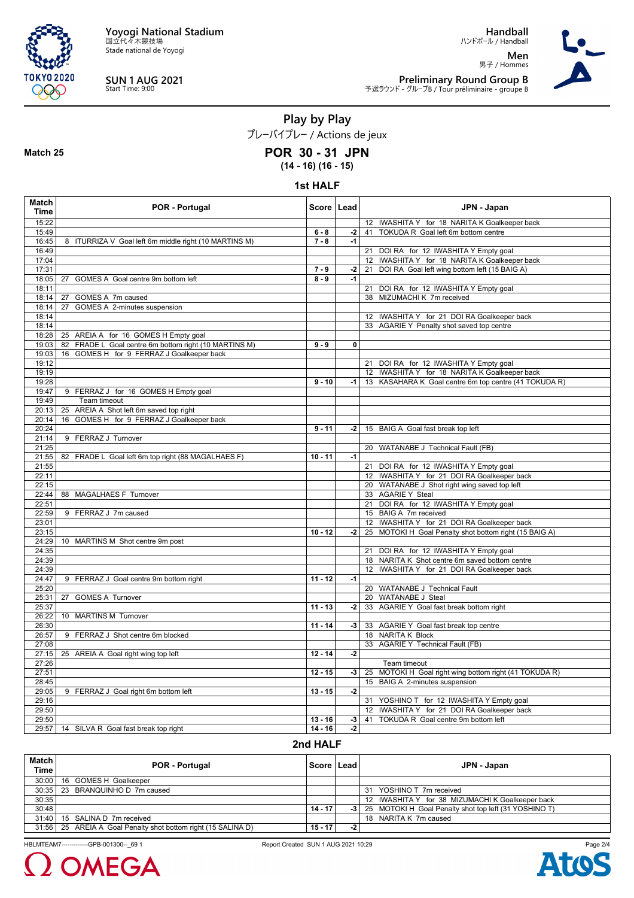Yoyogi National Stadium
国立代々木競技場
Stade national de Yoyogi

**SUN 1 AUG 2021**
Start Time: 9:00

**Handball**
ハンドボール / Handball

**Men**
男子 / Hommes

**Preliminary Round Group B**
予選ラウンド - グループB / Tour préliminaire - groupe B

# Play by Play

プレーバイプレー / Actions de jeux

**Match 25**

## POR 30 - 31 JPN

**(14 - 16) (16 - 15)**

### 1st HALF

| Match Time | POR - Portugal | Score | Lead | JPN - Japan |
|---|---|---|---|---|
| 15:22 | | | | 12 IWASHITA Y for 18 NARITA K Goalkeeper back |
| 15:49 | | 6 - 8 | -2 | 41 TOKUDA R Goal left 6m bottom centre |
| 16:45 | 8 ITURRIZA V Goal left 6m middle right (10 MARTINS M) | 7 - 8 | -1 | |
| 16:49 | | | | 21 DOI RA for 12 IWASHITA Y Empty goal |
| 17:04 | | | | 12 IWASHITA Y for 18 NARITA K Goalkeeper back |
| 17:31 | | 7 - 9 | -2 | 21 DOI RA Goal left wing bottom left (15 BAIG A) |
| 18:05 | 27 GOMES A Goal centre 9m bottom left | 8 - 9 | -1 | |
| 18:11 | | | | 21 DOI RA for 12 IWASHITA Y Empty goal |
| 18:14 | 27 GOMES A 7m caused | | | 38 MIZUMACHI K 7m received |
| 18:14 | 27 GOMES A 2-minutes suspension | | | |
| 18:14 | | | | 12 IWASHITA Y for 21 DOI RA Goalkeeper back |
| 18:14 | | | | 33 AGARIE Y Penalty shot saved top centre |
| 18:28 | 25 AREIA A for 16 GOMES H Empty goal | | | |
| 19:03 | 82 FRADE L Goal centre 6m bottom right (10 MARTINS M) | 9 - 9 | 0 | |
| 19:03 | 16 GOMES H for 9 FERRAZ J Goalkeeper back | | | |
| 19:12 | | | | 21 DOI RA for 12 IWASHITA Y Empty goal |
| 19:19 | | | | 12 IWASHITA Y for 18 NARITA K Goalkeeper back |
| 19:28 | | 9 - 10 | -1 | 13 KASAHARA K Goal centre 6m top centre (41 TOKUDA R) |
| 19:47 | 9 FERRAZ J for 16 GOMES H Empty goal | | | |
| 19:49 | Team timeout | | | |
| 20:13 | 25 AREIA A Shot left 6m saved top right | | | |
| 20:14 | 16 GOMES H for 9 FERRAZ J Goalkeeper back | | | |
| 20:24 | | 9 - 11 | -2 | 15 BAIG A Goal fast break top left |
| 21:14 | 9 FERRAZ J Turnover | | | |
| 21:25 | | | | 20 WATANABE J Technical Fault (FB) |
| 21:55 | 82 FRADE L Goal left 6m top right (88 MAGALHAES F) | 10 - 11 | -1 | |
| 21:55 | | | | 21 DOI RA for 12 IWASHITA Y Empty goal |
| 22:11 | | | | 12 IWASHITA Y for 21 DOI RA Goalkeeper back |
| 22:15 | | | | 20 WATANABE J Shot right wing saved top left |
| 22:44 | 88 MAGALHAES F Turnover | | | 33 AGARIE Y Steal |
| 22:51 | | | | 21 DOI RA for 12 IWASHITA Y Empty goal |
| 22:59 | 9 FERRAZ J 7m caused | | | 15 BAIG A 7m received |
| 23:01 | | | | 12 IWASHITA Y for 21 DOI RA Goalkeeper back |
| 23:15 | | 10 - 12 | -2 | 25 MOTOKI H Goal Penalty shot bottom right (15 BAIG A) |
| 24:29 | 10 MARTINS M Shot centre 9m post | | | |
| 24:35 | | | | 21 DOI RA for 12 IWASHITA Y Empty goal |
| 24:39 | | | | 18 NARITA K Shot centre 6m saved bottom centre |
| 24:39 | | | | 12 IWASHITA Y for 21 DOI RA Goalkeeper back |
| 24:47 | 9 FERRAZ J Goal centre 9m bottom right | 11 - 12 | -1 | |
| 25:20 | | | | 20 WATANABE J Technical Fault |
| 25:31 | 27 GOMES A Turnover | | | 20 WATANABE J Steal |
| 25:37 | | 11 - 13 | -2 | 33 AGARIE Y Goal fast break bottom right |
| 26:22 | 10 MARTINS M Turnover | | | |
| 26:30 | | 11 - 14 | -3 | 33 AGARIE Y Goal fast break top centre |
| 26:57 | 9 FERRAZ J Shot centre 6m blocked | | | 18 NARITA K Block |
| 27:08 | | | | 33 AGARIE Y Technical Fault (FB) |
| 27:15 | 25 AREIA A Goal right wing top left | 12 - 14 | -2 | |
| 27:26 | | | | Team timeout |
| 27:51 | | 12 - 15 | -3 | 25 MOTOKI H Goal right wing bottom right (41 TOKUDA R) |
| 28:45 | | | | 15 BAIG A 2-minutes suspension |
| 29:05 | 9 FERRAZ J Goal right 6m bottom left | 13 - 15 | -2 | |
| 29:16 | | | | 31 YOSHINO T for 12 IWASHITA Y Empty goal |
| 29:50 | | | | 12 IWASHITA Y for 21 DOI RA Goalkeeper back |
| 29:50 | | 13 - 16 | -3 | 41 TOKUDA R Goal centre 9m bottom left |
| 29:57 | 14 SILVA R Goal fast break top right | 14 - 16 | -2 | |

### 2nd HALF

| Match Time | POR - Portugal | Score | Lead | JPN - Japan |
|---|---|---|---|---|
| 30:00 | 16 GOMES H Goalkeeper | | | |
| 30:35 | 23 BRANQUINHO D 7m caused | | | 31 YOSHINO T 7m received |
| 30:35 | | | | 12 IWASHITA Y for 38 MIZUMACHI K Goalkeeper back |
| 30:48 | | 14 - 17 | -3 | 25 MOTOKI H Goal Penalty shot top left (31 YOSHINO T) |
| 31:40 | 15 SALINA D 7m received | | | 18 NARITA K 7m caused |
| 31:56 | 25 AREIA A Goal Penalty shot bottom right (15 SALINA D) | 15 - 17 | -2 | |

HBLMTEAM7-------------GPB-001300--_69 1 Report Created SUN 1 AUG 2021 10:29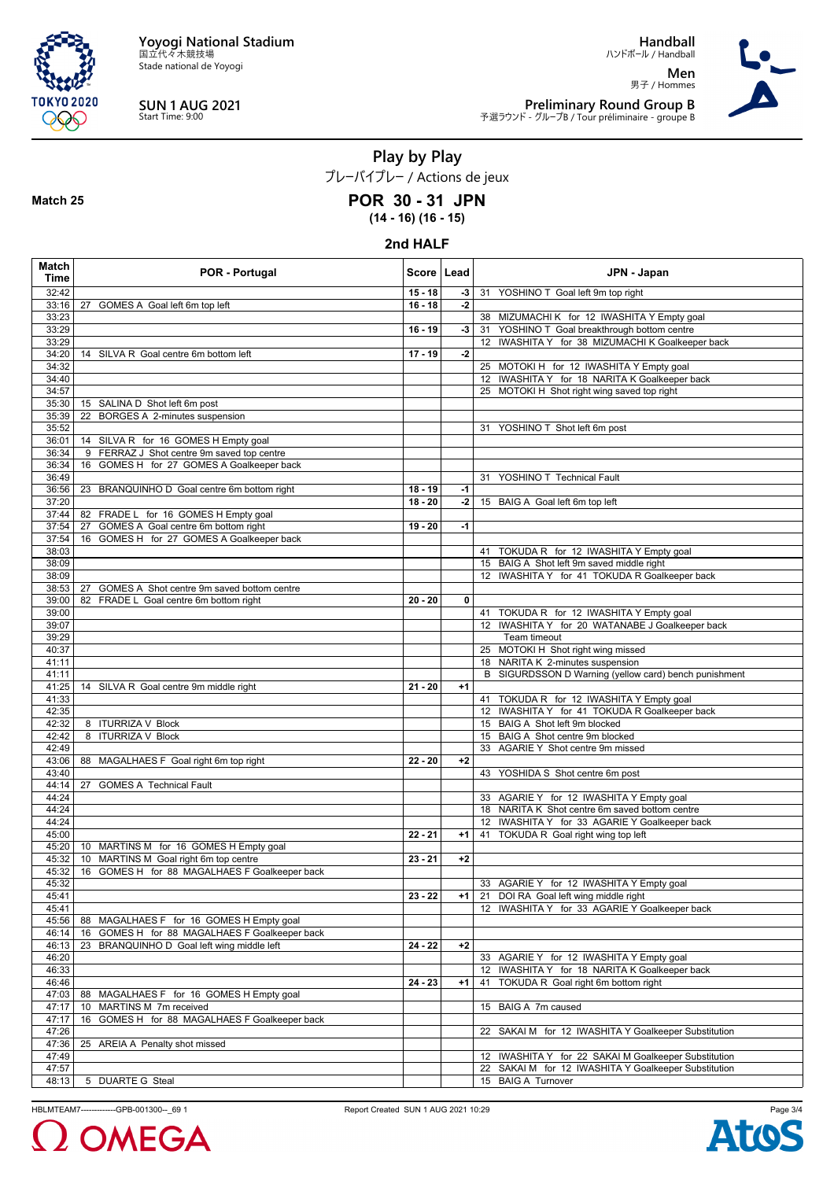Yoyogi National Stadium
国立代々木競技場
Stade national de Yoyogi

**SUN 1 AUG 2021**
Start Time: 9:00

**Handball**
ハンドボール / Handball

**Men**
男子 / Hommes

**Preliminary Round Group B**
予選ラウンド - グループB / Tour préliminaire - groupe B

# Play by Play

プレーバイプレー / Actions de jeux

**Match 25**

## POR 30 - 31 JPN

**(14 - 16) (16 - 15)**

### 2nd HALF

| Match Time | POR - Portugal | Score | Lead | JPN - Japan |
|---|---|---|---|---|
| 32:42 | | 15 - 18 | -3 | 31 YOSHINO T Goal left 9m top right |
| 33:16 | 27 GOMES A Goal left 6m top left | 16 - 18 | -2 | |
| 33:23 | | | | 38 MIZUMACHI K for 12 IWASHITA Y Empty goal |
| 33:29 | | 16 - 19 | -3 | 31 YOSHINO T Goal breakthrough bottom centre |
| 33:29 | | | | 12 IWASHITA Y for 38 MIZUMACHI K Goalkeeper back |
| 34:20 | 14 SILVA R Goal centre 6m bottom left | 17 - 19 | -2 | |
| 34:32 | | | | 25 MOTOKI H for 12 IWASHITA Y Empty goal |
| 34:40 | | | | 12 IWASHITA Y for 18 NARITA K Goalkeeper back |
| 34:57 | | | | 25 MOTOKI H Shot right wing saved top right |
| 35:30 | 15 SALINA D Shot left 6m post | | | |
| 35:39 | 22 BORGES A 2-minutes suspension | | | |
| 35:52 | | | | 31 YOSHINO T Shot left 6m post |
| 36:01 | 14 SILVA R for 16 GOMES H Empty goal | | | |
| 36:34 | 9 FERRAZ J Shot centre 9m saved top centre | | | |
| 36:34 | 16 GOMES H for 27 GOMES A Goalkeeper back | | | |
| 36:49 | | | | 31 YOSHINO T Technical Fault |
| 36:56 | 23 BRANQUINHO D Goal centre 6m bottom right | 18 - 19 | -1 | |
| 37:20 | | 18 - 20 | -2 | 15 BAIG A Goal left 6m top left |
| 37:44 | 82 FRADE L for 16 GOMES H Empty goal | | | |
| 37:54 | 27 GOMES A Goal centre 6m bottom right | 19 - 20 | -1 | |
| 37:54 | 16 GOMES H for 27 GOMES A Goalkeeper back | | | |
| 38:03 | | | | 41 TOKUDA R for 12 IWASHITA Y Empty goal |
| 38:09 | | | | 15 BAIG A Shot left 9m saved middle right |
| 38:09 | | | | 12 IWASHITA Y for 41 TOKUDA R Goalkeeper back |
| 38:53 | 27 GOMES A Shot centre 9m saved bottom centre | | | |
| 39:00 | 82 FRADE L Goal centre 6m bottom right | 20 - 20 | 0 | |
| 39:00 | | | | 41 TOKUDA R for 12 IWASHITA Y Empty goal |
| 39:07 | | | | 12 IWASHITA Y for 20 WATANABE J Goalkeeper back |
| 39:29 | | | | Team timeout |
| 40:37 | | | | 25 MOTOKI H Shot right wing missed |
| 41:11 | | | | 18 NARITA K 2-minutes suspension |
| 41:11 | | | | B SIGURDSSON D Warning (yellow card) bench punishment |
| 41:25 | 14 SILVA R Goal centre 9m middle right | 21 - 20 | +1 | |
| 41:33 | | | | 41 TOKUDA R for 12 IWASHITA Y Empty goal |
| 42:35 | | | | 12 IWASHITA Y for 41 TOKUDA R Goalkeeper back |
| 42:32 | 8 ITURRIZA V Block | | | 15 BAIG A Shot left 9m blocked |
| 42:42 | 8 ITURRIZA V Block | | | 15 BAIG A Shot centre 9m blocked |
| 42:49 | | | | 33 AGARIE Y Shot centre 9m missed |
| 43:06 | 88 MAGALHAES F Goal right 6m top right | 22 - 20 | +2 | |
| 43:40 | | | | 43 YOSHIDA S Shot centre 6m post |
| 44:14 | 27 GOMES A Technical Fault | | | |
| 44:24 | | | | 33 AGARIE Y for 12 IWASHITA Y Empty goal |
| 44:24 | | | | 18 NARITA K Shot centre 6m saved bottom centre |
| 44:24 | | | | 12 IWASHITA Y for 33 AGARIE Y Goalkeeper back |
| 45:00 | | 22 - 21 | +1 | 41 TOKUDA R Goal right wing top left |
| 45:20 | 10 MARTINS M for 16 GOMES H Empty goal | | | |
| 45:32 | 10 MARTINS M Goal right 6m top centre | 23 - 21 | +2 | |
| 45:32 | 16 GOMES H for 88 MAGALHAES F Goalkeeper back | | | |
| 45:32 | | | | 33 AGARIE Y for 12 IWASHITA Y Empty goal |
| 45:41 | | 23 - 22 | +1 | 21 DOI RA Goal left wing middle right |
| 45:41 | | | | 12 IWASHITA Y for 33 AGARIE Y Goalkeeper back |
| 45:56 | 88 MAGALHAES F for 16 GOMES H Empty goal | | | |
| 46:14 | 16 GOMES H for 88 MAGALHAES F Goalkeeper back | | | |
| 46:13 | 23 BRANQUINHO D Goal left wing middle left | 24 - 22 | +2 | |
| 46:20 | | | | 33 AGARIE Y for 12 IWASHITA Y Empty goal |
| 46:33 | | | | 12 IWASHITA Y for 18 NARITA K Goalkeeper back |
| 46:46 | | 24 - 23 | +1 | 41 TOKUDA R Goal right 6m bottom right |
| 47:03 | 88 MAGALHAES F for 16 GOMES H Empty goal | | | |
| 47:17 | 10 MARTINS M 7m received | | | 15 BAIG A 7m caused |
| 47:17 | 16 GOMES H for 88 MAGALHAES F Goalkeeper back | | | |
| 47:26 | | | | 22 SAKAI M for 12 IWASHITA Y Goalkeeper Substitution |
| 47:36 | 25 AREIA A Penalty shot missed | | | |
| 47:49 | | | | 12 IWASHITA Y for 22 SAKAI M Goalkeeper Substitution |
| 47:57 | | | | 22 SAKAI M for 12 IWASHITA Y Goalkeeper Substitution |
| 48:13 | 5 DUARTE G Steal | | | 15 BAIG A Turnover |

HBLMTEAM7--------------GPB-001300--_69 1 Report Created SUN 1 AUG 2021 10:29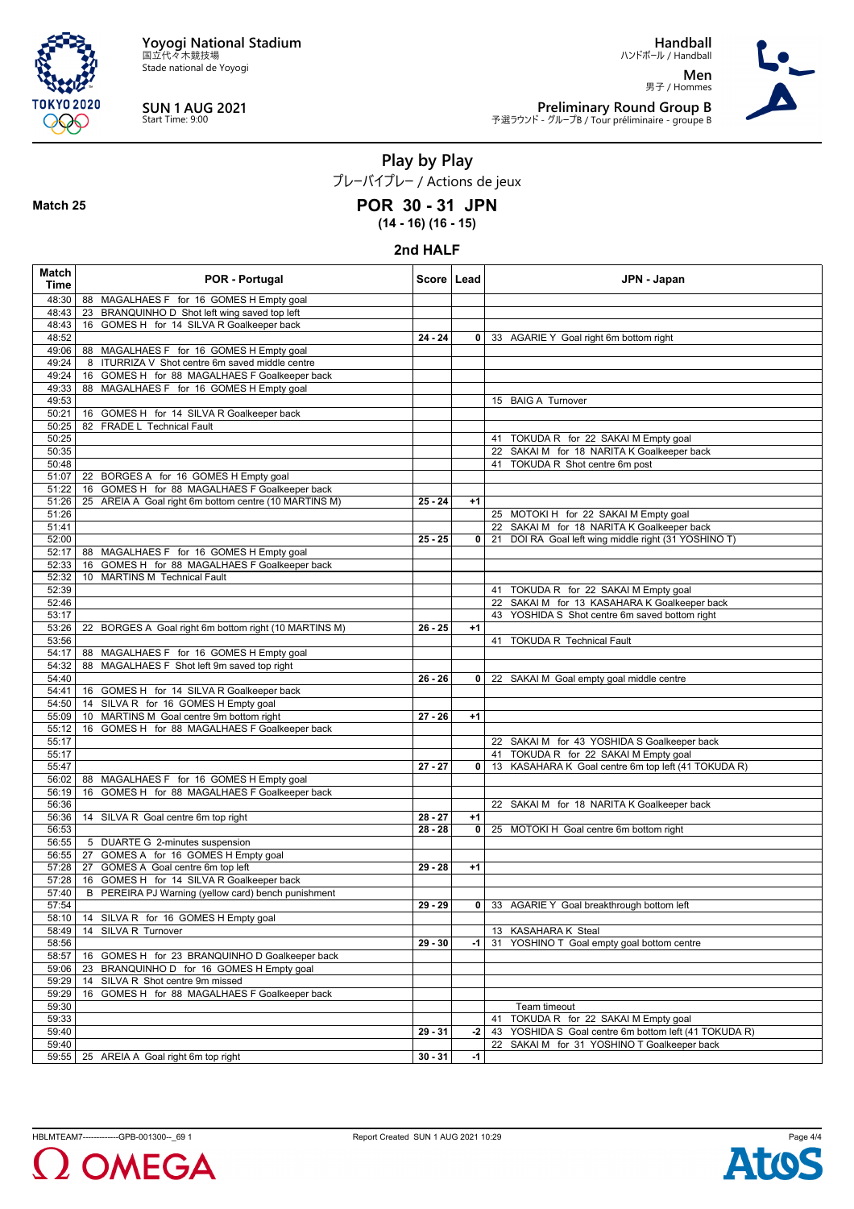Yoyogi National Stadium
国立代々木競技場
Stade national de Yoyogi

**SUN 1 AUG 2021**
Start Time: 9:00

**Handball**
ハンドボール / Handball

**Men**
男子 / Hommes

**Preliminary Round Group B**
予選ラウンド - グループB / Tour préliminaire - groupe B

# Play by Play

プレーバイプレー / Actions de jeux

**Match 25**

## POR 30 - 31 JPN

**(14 - 16) (16 - 15)**

### 2nd HALF

| Match Time | POR - Portugal | Score | Lead | JPN - Japan |
|---|---|---|---|---|
| 48:30 | 88 MAGALHAES F for 16 GOMES H Empty goal | | | |
| 48:43 | 23 BRANQUINHO D Shot left wing saved top left | | | |
| 48:43 | 16 GOMES H for 14 SILVA R Goalkeeper back | | | |
| 48:52 | | 24 - 24 | 0 | 33 AGARIE Y Goal right 6m bottom right |
| 49:06 | 88 MAGALHAES F for 16 GOMES H Empty goal | | | |
| 49:24 | 8 ITURRIZA V Shot centre 6m saved middle centre | | | |
| 49:24 | 16 GOMES H for 88 MAGALHAES F Goalkeeper back | | | |
| 49:33 | 88 MAGALHAES F for 16 GOMES H Empty goal | | | |
| 49:53 | | | | 15 BAIG A Turnover |
| 50:21 | 16 GOMES H for 14 SILVA R Goalkeeper back | | | |
| 50:25 | 82 FRADE L Technical Fault | | | |
| 50:25 | | | | 41 TOKUDA R for 22 SAKAI M Empty goal |
| 50:35 | | | | 22 SAKAI M for 18 NARITA K Goalkeeper back |
| 50:48 | | | | 41 TOKUDA R Shot centre 6m post |
| 51:07 | 22 BORGES A for 16 GOMES H Empty goal | | | |
| 51:22 | 16 GOMES H for 88 MAGALHAES F Goalkeeper back | | | |
| 51:26 | 25 AREIA A Goal right 6m bottom centre (10 MARTINS M) | 25 - 24 | +1 | |
| 51:26 | | | | 25 MOTOKI H for 22 SAKAI M Empty goal |
| 51:41 | | | | 22 SAKAI M for 18 NARITA K Goalkeeper back |
| 52:00 | | 25 - 25 | 0 | 21 DOI RA Goal left wing middle right (31 YOSHINO T) |
| 52:17 | 88 MAGALHAES F for 16 GOMES H Empty goal | | | |
| 52:33 | 16 GOMES H for 88 MAGALHAES F Goalkeeper back | | | |
| 52:32 | 10 MARTINS M Technical Fault | | | |
| 52:39 | | | | 41 TOKUDA R for 22 SAKAI M Empty goal |
| 52:46 | | | | 22 SAKAI M for 13 KASAHARA K Goalkeeper back |
| 53:17 | | | | 43 YOSHIDA S Shot centre 6m saved bottom right |
| 53:26 | 22 BORGES A Goal right 6m bottom right (10 MARTINS M) | 26 - 25 | +1 | |
| 53:56 | | | | 41 TOKUDA R Technical Fault |
| 54:17 | 88 MAGALHAES F for 16 GOMES H Empty goal | | | |
| 54:32 | 88 MAGALHAES F Shot left 9m saved top right | | | |
| 54:40 | | 26 - 26 | 0 | 22 SAKAI M Goal empty goal middle centre |
| 54:41 | 16 GOMES H for 14 SILVA R Goalkeeper back | | | |
| 54:50 | 14 SILVA R for 16 GOMES H Empty goal | | | |
| 55:09 | 10 MARTINS M Goal centre 9m bottom right | 27 - 26 | +1 | |
| 55:12 | 16 GOMES H for 88 MAGALHAES F Goalkeeper back | | | |
| 55:17 | | | | 22 SAKAI M for 43 YOSHIDA S Goalkeeper back |
| 55:17 | | | | 41 TOKUDA R for 22 SAKAI M Empty goal |
| 55:47 | | 27 - 27 | 0 | 13 KASAHARA K Goal centre 6m top left (41 TOKUDA R) |
| 56:02 | 88 MAGALHAES F for 16 GOMES H Empty goal | | | |
| 56:19 | 16 GOMES H for 88 MAGALHAES F Goalkeeper back | | | |
| 56:36 | | | | 22 SAKAI M for 18 NARITA K Goalkeeper back |
| 56:36 | 14 SILVA R Goal centre 6m top right | 28 - 27 | +1 | |
| 56:53 | | 28 - 28 | 0 | 25 MOTOKI H Goal centre 6m bottom right |
| 56:55 | 5 DUARTE G 2-minutes suspension | | | |
| 56:55 | 27 GOMES A for 16 GOMES H Empty goal | | | |
| 57:28 | 27 GOMES A Goal centre 6m top left | 29 - 28 | +1 | |
| 57:28 | 16 GOMES H for 14 SILVA R Goalkeeper back | | | |
| 57:40 | B PEREIRA PJ Warning (yellow card) bench punishment | | | |
| 57:54 | | 29 - 29 | 0 | 33 AGARIE Y Goal breakthrough bottom left |
| 58:10 | 14 SILVA R for 16 GOMES H Empty goal | | | |
| 58:49 | 14 SILVA R Turnover | | | 13 KASAHARA K Steal |
| 58:56 | | 29 - 30 | -1 | 31 YOSHINO T Goal empty goal bottom centre |
| 58:57 | 16 GOMES H for 23 BRANQUINHO D Goalkeeper back | | | |
| 59:06 | 23 BRANQUINHO D for 16 GOMES H Empty goal | | | |
| 59:29 | 14 SILVA R Shot centre 9m missed | | | |
| 59:29 | 16 GOMES H for 88 MAGALHAES F Goalkeeper back | | | |
| 59:30 | | | | Team timeout |
| 59:33 | | | | 41 TOKUDA R for 22 SAKAI M Empty goal |
| 59:40 | | 29 - 31 | -2 | 43 YOSHIDA S Goal centre 6m bottom left (41 TOKUDA R) |
| 59:40 | | | | 22 SAKAI M for 31 YOSHINO T Goalkeeper back |
| 59:55 | 25 AREIA A Goal right 6m top right | 30 - 31 | -1 | |

HBLMTEAM7--------------GPB-001300--_69 1 Report Created SUN 1 AUG 2021 10:29